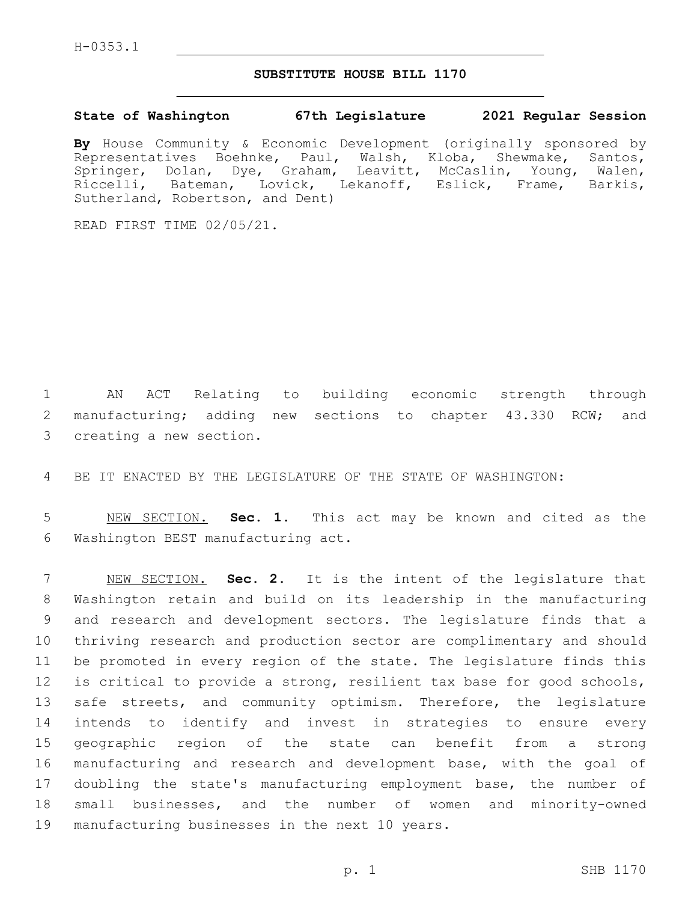H-0353.1

# SUBSTITUTE HOUSE BILL 1170

**State of Washington 67th Legislature 2021 Regular Session**

**By** House Community & Economic Development (originally sponsored by Representatives Boehnke, Paul, Walsh, Kloba, Shewmake, Santos, Springer, Dolan, Dye, Graham, Leavitt, McCaslin, Young, Walen, Riccelli, Bateman, Lovick, Lekanoff, Eslick, Frame, Barkis, Sutherland, Robertson, and Dent)

READ FIRST TIME 02/05/21.

AN ACT Relating to building economic strength through manufacturing; adding new sections to chapter 43.330 RCW; and creating a new section.

BE IT ENACTED BY THE LEGISLATURE OF THE STATE OF WASHINGTON:

NEW SECTION. **Sec. 1.** This act may be known and cited as the Washington BEST manufacturing act.

NEW SECTION. **Sec. 2.** It is the intent of the legislature that Washington retain and build on its leadership in the manufacturing and research and development sectors. The legislature finds that a thriving research and production sector are complimentary and should be promoted in every region of the state. The legislature finds this is critical to provide a strong, resilient tax base for good schools, safe streets, and community optimism. Therefore, the legislature intends to identify and invest in strategies to ensure every geographic region of the state can benefit from a strong manufacturing and research and development base, with the goal of doubling the state's manufacturing employment base, the number of small businesses, and the number of women and minority-owned manufacturing businesses in the next 10 years.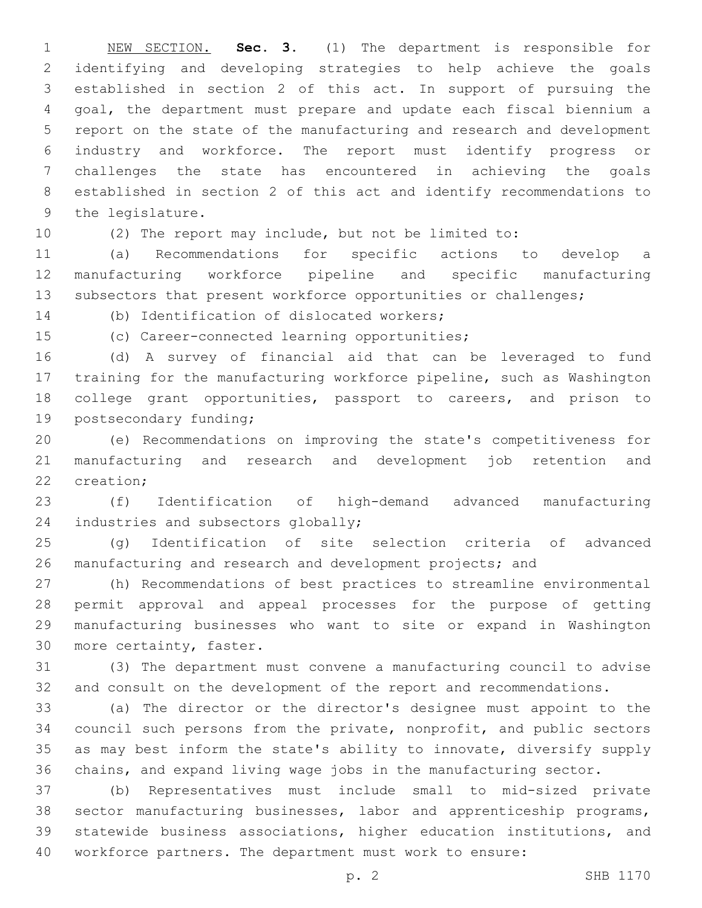NEW SECTION. **Sec. 3.** (1) The department is responsible for identifying and developing strategies to help achieve the goals established in section 2 of this act. In support of pursuing the goal, the department must prepare and update each fiscal biennium a report on the state of the manufacturing and research and development industry and workforce. The report must identify progress or challenges the state has encountered in achieving the goals established in section 2 of this act and identify recommendations to the legislature.

(2) The report may include, but not be limited to:

(a) Recommendations for specific actions to develop a manufacturing workforce pipeline and specific manufacturing subsectors that present workforce opportunities or challenges;

(b) Identification of dislocated workers;

(c) Career-connected learning opportunities;

(d) A survey of financial aid that can be leveraged to fund training for the manufacturing workforce pipeline, such as Washington college grant opportunities, passport to careers, and prison to postsecondary funding;

(e) Recommendations on improving the state's competitiveness for manufacturing and research and development job retention and creation;

(f) Identification of high-demand advanced manufacturing industries and subsectors globally;

(g) Identification of site selection criteria of advanced manufacturing and research and development projects; and

(h) Recommendations of best practices to streamline environmental permit approval and appeal processes for the purpose of getting manufacturing businesses who want to site or expand in Washington more certainty, faster.

(3) The department must convene a manufacturing council to advise and consult on the development of the report and recommendations.

(a) The director or the director's designee must appoint to the council such persons from the private, nonprofit, and public sectors as may best inform the state's ability to innovate, diversify supply chains, and expand living wage jobs in the manufacturing sector.

(b) Representatives must include small to mid-sized private sector manufacturing businesses, labor and apprenticeship programs, statewide business associations, higher education institutions, and workforce partners. The department must work to ensure: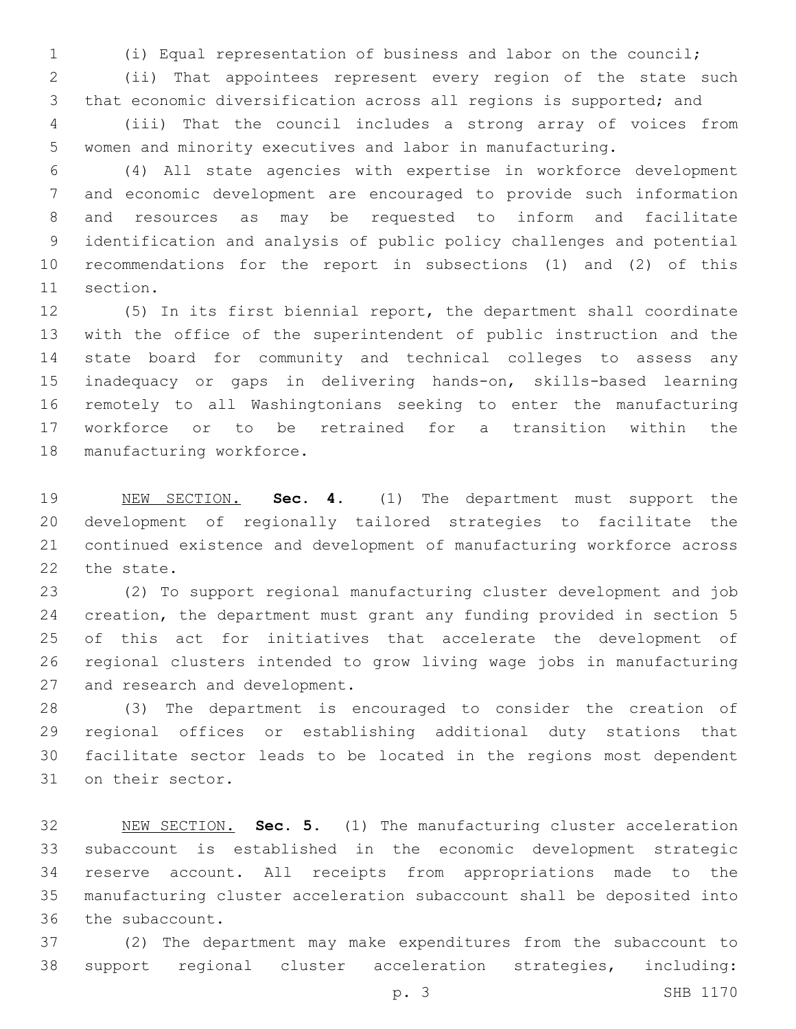(i) Equal representation of business and labor on the council;

(ii) That appointees represent every region of the state such that economic diversification across all regions is supported; and

(iii) That the council includes a strong array of voices from women and minority executives and labor in manufacturing.

(4) All state agencies with expertise in workforce development and economic development are encouraged to provide such information and resources as may be requested to inform and facilitate identification and analysis of public policy challenges and potential recommendations for the report in subsections (1) and (2) of this section.

(5) In its first biennial report, the department shall coordinate with the office of the superintendent of public instruction and the state board for community and technical colleges to assess any inadequacy or gaps in delivering hands-on, skills-based learning remotely to all Washingtonians seeking to enter the manufacturing workforce or to be retrained for a transition within the manufacturing workforce.

NEW SECTION. **Sec. 4.** (1) The department must support the development of regionally tailored strategies to facilitate the continued existence and development of manufacturing workforce across the state.

(2) To support regional manufacturing cluster development and job creation, the department must grant any funding provided in section 5 of this act for initiatives that accelerate the development of regional clusters intended to grow living wage jobs in manufacturing and research and development.

(3) The department is encouraged to consider the creation of regional offices or establishing additional duty stations that facilitate sector leads to be located in the regions most dependent on their sector.

NEW SECTION. **Sec. 5.** (1) The manufacturing cluster acceleration subaccount is established in the economic development strategic reserve account. All receipts from appropriations made to the manufacturing cluster acceleration subaccount shall be deposited into the subaccount.

(2) The department may make expenditures from the subaccount to support regional cluster acceleration strategies, including: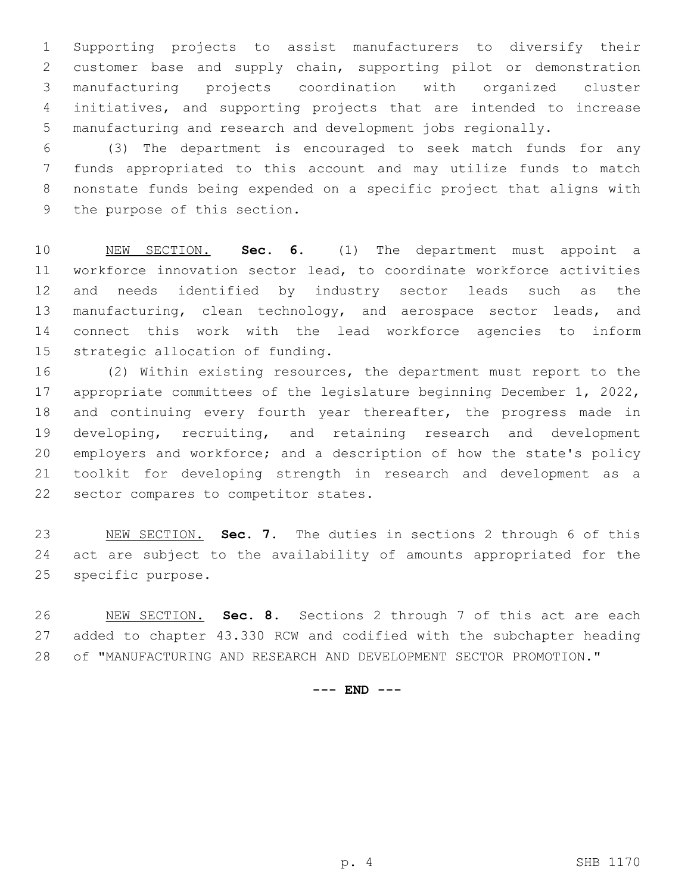Supporting projects to assist manufacturers to diversify their customer base and supply chain, supporting pilot or demonstration manufacturing projects coordination with organized cluster initiatives, and supporting projects that are intended to increase manufacturing and research and development jobs regionally.

(3) The department is encouraged to seek match funds for any funds appropriated to this account and may utilize funds to match nonstate funds being expended on a specific project that aligns with the purpose of this section.

NEW SECTION. **Sec. 6.** (1) The department must appoint a workforce innovation sector lead, to coordinate workforce activities and needs identified by industry sector leads such as the manufacturing, clean technology, and aerospace sector leads, and connect this work with the lead workforce agencies to inform strategic allocation of funding.

(2) Within existing resources, the department must report to the appropriate committees of the legislature beginning December 1, 2022, and continuing every fourth year thereafter, the progress made in developing, recruiting, and retaining research and development employers and workforce; and a description of how the state's policy toolkit for developing strength in research and development as a sector compares to competitor states.

NEW SECTION. **Sec. 7.** The duties in sections 2 through 6 of this act are subject to the availability of amounts appropriated for the specific purpose.

NEW SECTION. **Sec. 8.** Sections 2 through 7 of this act are each added to chapter 43.330 RCW and codified with the subchapter heading of "MANUFACTURING AND RESEARCH AND DEVELOPMENT SECTOR PROMOTION."

**--- END ---**